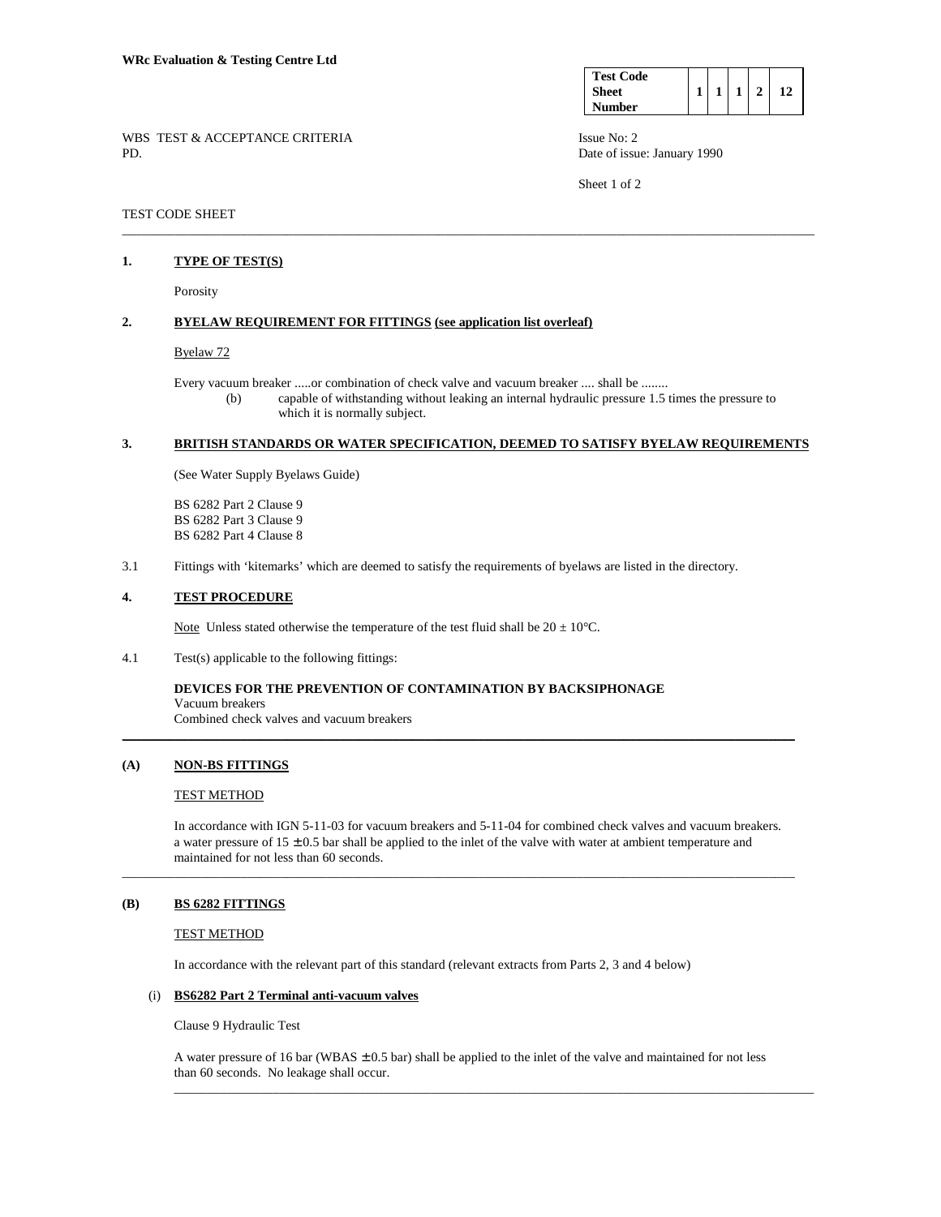**WRc Evaluation & Testing Centre Ltd**

| Test Code Sheet Number | 1 | 1 | 1 | 2 | 12 |
|---|---|---|---|---|---|

WBS TEST & ACCEPTANCE CRITERIA
PD.

Issue No: 2
Date of issue: January 1990

TEST CODE SHEET

---

## 1. TYPE OF TEST(S)

Porosity

## 2. BYELAW REQUIREMENT FOR FITTINGS (see application list overleaf)

Byelaw 72

Every vacuum breaker .....or combination of check valve and vacuum breaker .... shall be ........

(b) capable of withstanding without leaking an internal hydraulic pressure 1.5 times the pressure to which it is normally subject.

## 3. BRITISH STANDARDS OR WATER SPECIFICATION, DEEMED TO SATISFY BYELAW REQUIREMENTS

(See Water Supply Byelaws Guide)

BS 6282 Part 2 Clause 9
BS 6282 Part 3 Clause 9
BS 6282 Part 4 Clause 8

3.1 Fittings with 'kitemarks' which are deemed to satisfy the requirements of byelaws are listed in the directory.

## 4. TEST PROCEDURE

Note Unless stated otherwise the temperature of the test fluid shall be 20 ± 10°C.

4.1 Test(s) applicable to the following fittings:

**DEVICES FOR THE PREVENTION OF CONTAMINATION BY BACKSIPHONAGE**
Vacuum breakers
Combined check valves and vacuum breakers

---

## (A) NON-BS FITTINGS

TEST METHOD

In accordance with IGN 5-11-03 for vacuum breakers and 5-11-04 for combined check valves and vacuum breakers. a water pressure of 15 ± 0.5 bar shall be applied to the inlet of the valve with water at ambient temperature and maintained for not less than 60 seconds.

---

## (B) BS 6282 FITTINGS

TEST METHOD

In accordance with the relevant part of this standard (relevant extracts from Parts 2, 3 and 4 below)

### (i) BS6282 Part 2 Terminal anti-vacuum valves

Clause 9 Hydraulic Test

A water pressure of 16 bar (WBAS ± 0.5 bar) shall be applied to the inlet of the valve and maintained for not less than 60 seconds. No leakage shall occur.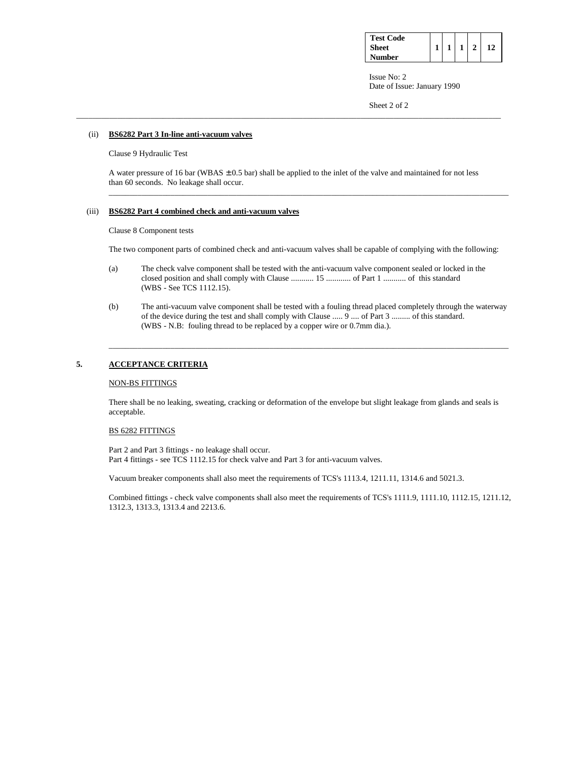(ii) **BS6282 Part 3 In-line anti-vacuum valves**

Clause 9 Hydraulic Test

A water pressure of 16 bar (WBAS ± 0.5 bar) shall be applied to the inlet of the valve and maintained for not less than 60 seconds. No leakage shall occur.

---

(iii) **BS6282 Part 4 combined check and anti-vacuum valves**

Clause 8 Component tests

The two component parts of combined check and anti-vacuum valves shall be capable of complying with the following:

(a) The check valve component shall be tested with the anti-vacuum valve component sealed or locked in the closed position and shall comply with Clause ........... 15 ............ of Part 1 ........... of this standard (WBS - See TCS 1112.15).

(b) The anti-vacuum valve component shall be tested with a fouling thread placed completely through the waterway of the device during the test and shall comply with Clause ..... 9 .... of Part 3 ......... of this standard. (WBS - N.B: fouling thread to be replaced by a copper wire or 0.7mm dia.).

---

## 5. ACCEPTANCE CRITERIA

NON-BS FITTINGS

There shall be no leaking, sweating, cracking or deformation of the envelope but slight leakage from glands and seals is acceptable.

BS 6282 FITTINGS

Part 2 and Part 3 fittings - no leakage shall occur.
Part 4 fittings - see TCS 1112.15 for check valve and Part 3 for anti-vacuum valves.

Vacuum breaker components shall also meet the requirements of TCS's 1113.4, 1211.11, 1314.6 and 5021.3.

Combined fittings - check valve components shall also meet the requirements of TCS's 1111.9, 1111.10, 1112.15, 1211.12, 1312.3, 1313.3, 1313.4 and 2213.6.